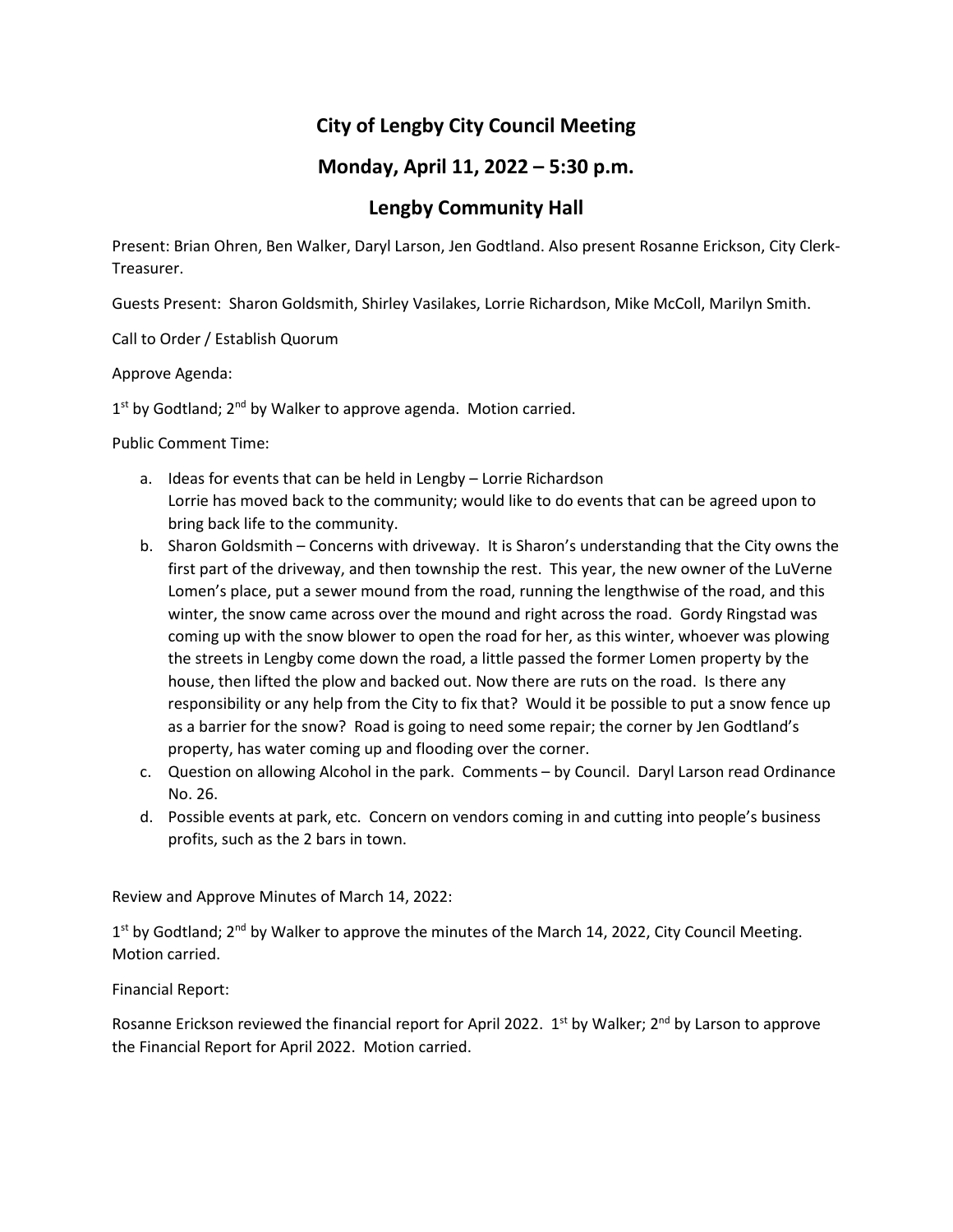# City of Lengby City Council Meeting

## Monday, April 11, 2022 – 5:30 p.m.

## Lengby Community Hall

Present: Brian Ohren, Ben Walker, Daryl Larson, Jen Godtland. Also present Rosanne Erickson, City Clerk-Treasurer.

Guests Present: Sharon Goldsmith, Shirley Vasilakes, Lorrie Richardson, Mike McColl, Marilyn Smith.

Call to Order / Establish Quorum

Approve Agenda:

1st by Godtland; 2nd by Walker to approve agenda. Motion carried.

Public Comment Time:

a. Ideas for events that can be held in Lengby – Lorrie Richardson
   Lorrie has moved back to the community; would like to do events that can be agreed upon to bring back life to the community.
b. Sharon Goldsmith – Concerns with driveway. It is Sharon's understanding that the City owns the first part of the driveway, and then township the rest. This year, the new owner of the LuVerne Lomen's place, put a sewer mound from the road, running the lengthwise of the road, and this winter, the snow came across over the mound and right across the road. Gordy Ringstad was coming up with the snow blower to open the road for her, as this winter, whoever was plowing the streets in Lengby come down the road, a little passed the former Lomen property by the house, then lifted the plow and backed out. Now there are ruts on the road. Is there any responsibility or any help from the City to fix that? Would it be possible to put a snow fence up as a barrier for the snow? Road is going to need some repair; the corner by Jen Godtland's property, has water coming up and flooding over the corner.
c. Question on allowing Alcohol in the park. Comments – by Council. Daryl Larson read Ordinance No. 26.
d. Possible events at park, etc. Concern on vendors coming in and cutting into people's business profits, such as the 2 bars in town.

Review and Approve Minutes of March 14, 2022:

1st by Godtland; 2nd by Walker to approve the minutes of the March 14, 2022, City Council Meeting. Motion carried.

Financial Report:

Rosanne Erickson reviewed the financial report for April 2022. 1st by Walker; 2nd by Larson to approve the Financial Report for April 2022. Motion carried.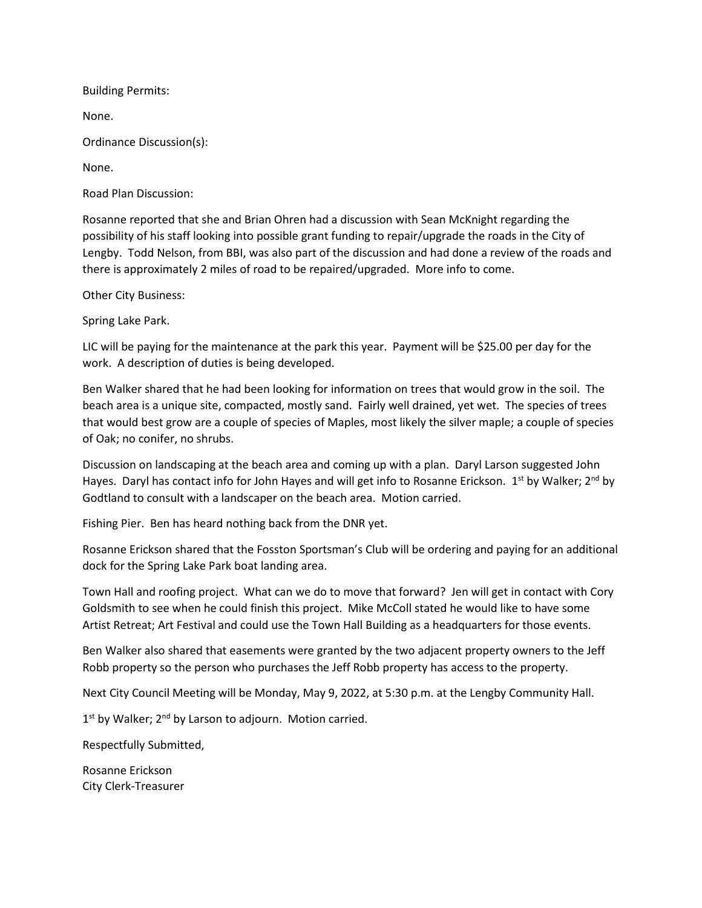Building Permits:

None.

Ordinance Discussion(s):

None.

Road Plan Discussion:

Rosanne reported that she and Brian Ohren had a discussion with Sean McKnight regarding the possibility of his staff looking into possible grant funding to repair/upgrade the roads in the City of Lengby. Todd Nelson, from BBI, was also part of the discussion and had done a review of the roads and there is approximately 2 miles of road to be repaired/upgraded. More info to come.

Other City Business:

Spring Lake Park.

LIC will be paying for the maintenance at the park this year. Payment will be $25.00 per day for the work. A description of duties is being developed.

Ben Walker shared that he had been looking for information on trees that would grow in the soil. The beach area is a unique site, compacted, mostly sand. Fairly well drained, yet wet. The species of trees that would best grow are a couple of species of Maples, most likely the silver maple; a couple of species of Oak; no conifer, no shrubs.

Discussion on landscaping at the beach area and coming up with a plan. Daryl Larson suggested John Hayes. Daryl has contact info for John Hayes and will get info to Rosanne Erickson. 1st by Walker; 2nd by Godtland to consult with a landscaper on the beach area. Motion carried.

Fishing Pier. Ben has heard nothing back from the DNR yet.

Rosanne Erickson shared that the Fosston Sportsman's Club will be ordering and paying for an additional dock for the Spring Lake Park boat landing area.

Town Hall and roofing project. What can we do to move that forward? Jen will get in contact with Cory Goldsmith to see when he could finish this project. Mike McColl stated he would like to have some Artist Retreat; Art Festival and could use the Town Hall Building as a headquarters for those events.

Ben Walker also shared that easements were granted by the two adjacent property owners to the Jeff Robb property so the person who purchases the Jeff Robb property has access to the property.

Next City Council Meeting will be Monday, May 9, 2022, at 5:30 p.m. at the Lengby Community Hall.

1st by Walker; 2nd by Larson to adjourn. Motion carried.

Respectfully Submitted,

Rosanne Erickson
City Clerk-Treasurer